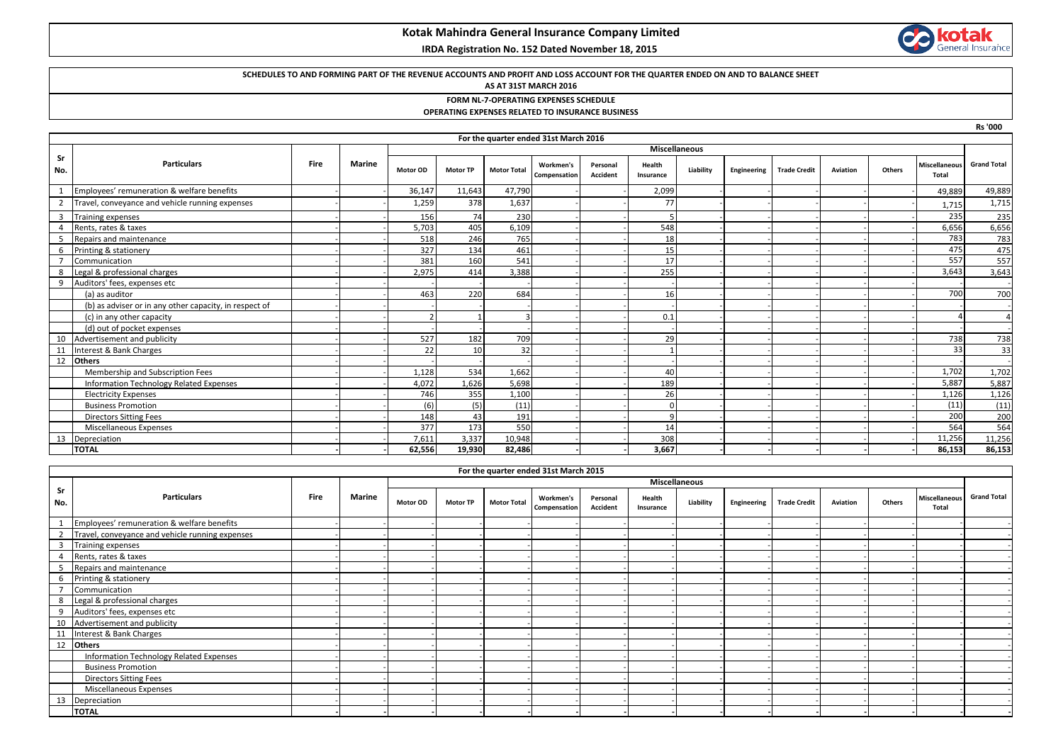# Kotak Mahindra General Insurance Company Limited

**IRDA Registration No. 152 Dated November 18, 2015**

**SCHEDULES TO AND FORMING PART OF THE REVENUE ACCOUNTS AND PROFIT AND LOSS ACCOUNT FOR THE QUARTER ENDED ON AND TO BALANCE SHEET AS AT 31ST MARCH 2016**

**FORM NL-7-OPERATING EXPENSES SCHEDULE**

**OPERATING EXPENSES RELATED TO INSURANCE BUSINESS**

Rs '000

| Sr No. | Particulars | Fire | Marine | For the quarter ended 31st March 2016 - Miscellaneous | | | | | | | | | | | | | Grand Total |
|---|---|---|---|---|---|---|---|---|---|---|---|---|---|---|---|---|---|
| | | | | Motor OD | Motor TP | Motor Total | Workmen's Compensation | Personal Accident | Health Insurance | Liability | Engineering | Trade Credit | Aviation | Others | Miscellaneous Total | |
| 1 | Employees' remuneration & welfare benefits | - | - | 36,147 | 11,643 | 47,790 | - | - | 2,099 | - | - | - | - | - | 49,889 | 49,889 |
| 2 | Travel, conveyance and vehicle running expenses | - | - | 1,259 | 378 | 1,637 | - | - | 77 | - | - | - | - | - | 1,715 | 1,715 |
| 3 | Training expenses | - | - | 156 | 74 | 230 | - | - | 5 | - | - | - | - | - | 235 | 235 |
| 4 | Rents, rates & taxes | - | - | 5,703 | 405 | 6,109 | - | - | 548 | - | - | - | - | - | 6,656 | 6,656 |
| 5 | Repairs and maintenance | - | - | 518 | 246 | 765 | - | - | 18 | - | - | - | - | - | 783 | 783 |
| 6 | Printing & stationery | - | - | 327 | 134 | 461 | - | - | 15 | - | - | - | - | - | 475 | 475 |
| 7 | Communication | - | - | 381 | 160 | 541 | - | - | 17 | - | - | - | - | - | 557 | 557 |
| 8 | Legal & professional charges | - | - | 2,975 | 414 | 3,388 | - | - | 255 | - | - | - | - | - | 3,643 | 3,643 |
| 9 | Auditors' fees, expenses etc | - | - | - | - | - | - | - | - | - | - | - | - | - | - | - |
| | (a) as auditor | - | - | 463 | 220 | 684 | - | - | 16 | - | - | - | - | - | 700 | 700 |
| | (b) as adviser or in any other capacity, in respect of | - | - | - | - | - | - | - | - | - | - | - | - | - | - | - |
| | (c) in any other capacity | - | - | 2 | 1 | 3 | - | - | 0.1 | - | - | - | - | - | 4 | 4 |
| | (d) out of pocket expenses | - | - | - | - | - | - | - | - | - | - | - | - | - | - | - |
| 10 | Advertisement and publicity | - | - | 527 | 182 | 709 | - | - | 29 | - | - | - | - | - | 738 | 738 |
| 11 | Interest & Bank Charges | - | - | 22 | 10 | 32 | - | - | 1 | - | - | - | - | - | 33 | 33 |
| 12 | **Others** | - | - | - | - | - | - | - | - | - | - | - | - | - | - | - |
| | Membership and Subscription Fees | - | - | 1,128 | 534 | 1,662 | - | - | 40 | - | - | - | - | - | 1,702 | 1,702 |
| | Information Technology Related Expenses | - | - | 4,072 | 1,626 | 5,698 | - | - | 189 | - | - | - | - | - | 5,887 | 5,887 |
| | Electricity Expenses | - | - | 746 | 355 | 1,100 | - | - | 26 | - | - | - | - | - | 1,126 | 1,126 |
| | Business Promotion | - | - | (6) | (5) | (11) | - | - | 0 | - | - | - | - | - | (11) | (11) |
| | Directors Sitting Fees | - | - | 148 | 43 | 191 | - | - | 9 | - | - | - | - | - | 200 | 200 |
| | Miscellaneous Expenses | - | - | 377 | 173 | 550 | - | - | 14 | - | - | - | - | - | 564 | 564 |
| 13 | Depreciation | - | - | 7,611 | 3,337 | 10,948 | - | - | 308 | - | - | - | - | - | 11,256 | 11,256 |
| | **TOTAL** | **-** | **-** | **62,556** | **19,930** | **82,486** | **-** | **-** | **3,667** | **-** | **-** | **-** | **-** | **-** | **86,153** | **86,153** |

| Sr No. | Particulars | Fire | Marine | For the quarter ended 31st March 2015 - Miscellaneous | | | | | | | | | | | | | Grand Total |
|---|---|---|---|---|---|---|---|---|---|---|---|---|---|---|---|---|---|
| | | | | Motor OD | Motor TP | Motor Total | Workmen's Compensation | Personal Accident | Health Insurance | Liability | Engineering | Trade Credit | Aviation | Others | Miscellaneous Total | |
| 1 | Employees' remuneration & welfare benefits | - | - | - | - | - | - | - | - | - | - | - | - | - | - | - |
| 2 | Travel, conveyance and vehicle running expenses | - | - | - | - | - | - | - | - | - | - | - | - | - | - | - |
| 3 | Training expenses | - | - | - | - | - | - | - | - | - | - | - | - | - | - | - |
| 4 | Rents, rates & taxes | - | - | - | - | - | - | - | - | - | - | - | - | - | - | - |
| 5 | Repairs and maintenance | - | - | - | - | - | - | - | - | - | - | - | - | - | - | - |
| 6 | Printing & stationery | - | - | - | - | - | - | - | - | - | - | - | - | - | - | - |
| 7 | Communication | - | - | - | - | - | - | - | - | - | - | - | - | - | - | - |
| 8 | Legal & professional charges | - | - | - | - | - | - | - | - | - | - | - | - | - | - | - |
| 9 | Auditors' fees, expenses etc | - | - | - | - | - | - | - | - | - | - | - | - | - | - | - |
| 10 | Advertisement and publicity | - | - | - | - | - | - | - | - | - | - | - | - | - | - | - |
| 11 | Interest & Bank Charges | - | - | - | - | - | - | - | - | - | - | - | - | - | - | - |
| 12 | **Others** | - | - | - | - | - | - | - | - | - | - | - | - | - | - | - |
| | Information Technology Related Expenses | - | - | - | - | - | - | - | - | - | - | - | - | - | - | - |
| | Business Promotion | - | - | - | - | - | - | - | - | - | - | - | - | - | - | - |
| | Directors Sitting Fees | - | - | - | - | - | - | - | - | - | - | - | - | - | - | - |
| | Miscellaneous Expenses | - | - | - | - | - | - | - | - | - | - | - | - | - | - | - |
| 13 | Depreciation | - | - | - | - | - | - | - | - | - | - | - | - | - | - | - |
| | **TOTAL** | **-** | **-** | **-** | **-** | **-** | **-** | **-** | **-** | **-** | **-** | **-** | **-** | **-** | **-** | **-** |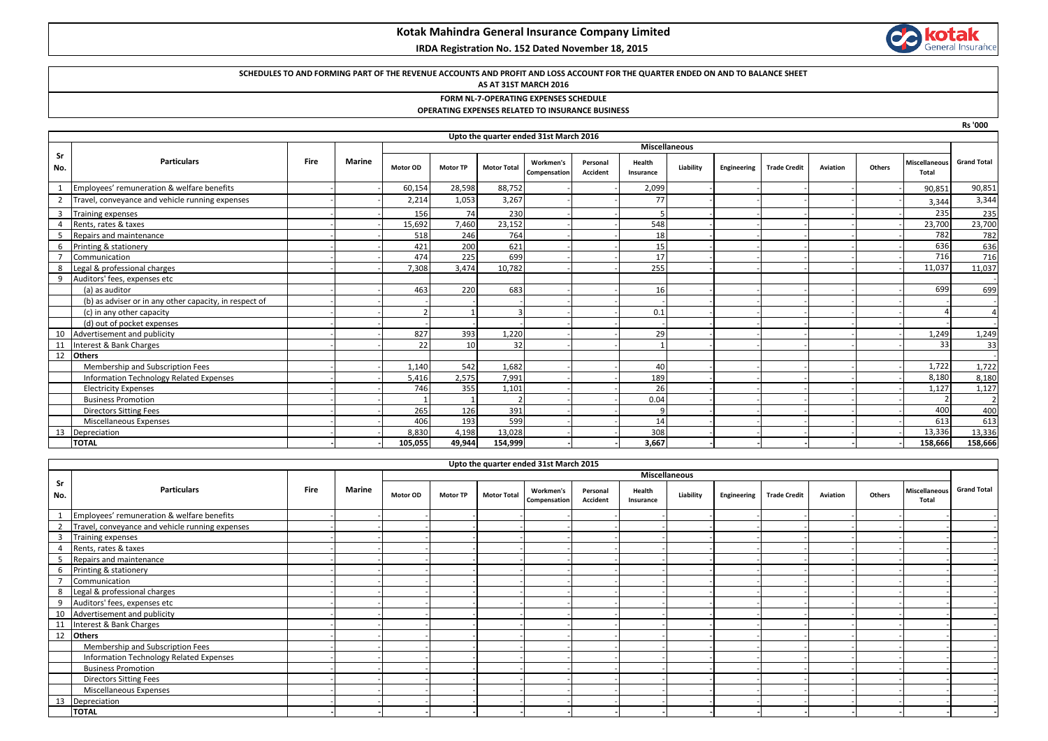# Kotak Mahindra General Insurance Company Limited

**IRDA Registration No. 152 Dated November 18, 2015**

**SCHEDULES TO AND FORMING PART OF THE REVENUE ACCOUNTS AND PROFIT AND LOSS ACCOUNT FOR THE QUARTER ENDED ON AND TO BALANCE SHEET AS AT 31ST MARCH 2016**

**FORM NL-7-OPERATING EXPENSES SCHEDULE**

**OPERATING EXPENSES RELATED TO INSURANCE BUSINESS**

Rs '000

| | | Upto the quarter ended 31st March 2016 | | | | | | | | | | | | | | |
|---|---|---|---|---|---|---|---|---|---|---|---|---|---|---|---|---|
| Sr No. | Particulars | Fire | Marine | Miscellaneous | | | | | | | | | | | | Grand Total |
| | | | | Motor OD | Motor TP | Motor Total | Workmen's Compensation | Personal Accident | Health Insurance | Liability | Engineering | Trade Credit | Aviation | Others | Miscellaneous Total | |
| 1 | Employees' remuneration & welfare benefits | - | - | 60,154 | 28,598 | 88,752 | - | - | 2,099 | - | - | - | - | - | 90,851 | 90,851 |
| 2 | Travel, conveyance and vehicle running expenses | - | - | 2,214 | 1,053 | 3,267 | - | - | 77 | - | - | - | - | - | 3,344 | 3,344 |
| 3 | Training expenses | - | - | 156 | 74 | 230 | - | - | 5 | - | - | - | - | - | 235 | 235 |
| 4 | Rents, rates & taxes | - | - | 15,692 | 7,460 | 23,152 | - | - | 548 | - | - | - | - | - | 23,700 | 23,700 |
| 5 | Repairs and maintenance | - | - | 518 | 246 | 764 | - | - | 18 | - | - | - | - | - | 782 | 782 |
| 6 | Printing & stationery | - | - | 421 | 200 | 621 | - | - | 15 | - | - | - | - | - | 636 | 636 |
| 7 | Communication | - | - | 474 | 225 | 699 | - | - | 17 | - | - | - | - | - | 716 | 716 |
| 8 | Legal & professional charges | - | - | 7,308 | 3,474 | 10,782 | - | - | 255 | - | - | - | - | - | 11,037 | 11,037 |
| 9 | Auditors' fees, expenses etc | | | | | | | | | | | | | | | - |
| | (a) as auditor | - | - | 463 | 220 | 683 | - | - | 16 | - | - | - | - | - | 699 | 699 |
| | (b) as adviser or in any other capacity, in respect of | - | - | - | - | - | - | - | - | - | - | - | - | - | - | - |
| | (c) in any other capacity | - | - | 2 | 1 | 3 | - | - | 0.1 | - | - | - | - | - | 4 | 4 |
| | (d) out of pocket expenses | - | - | - | - | - | - | - | - | - | - | - | - | - | - | - |
| 10 | Advertisement and publicity | - | - | 827 | 393 | 1,220 | - | - | 29 | - | - | - | - | - | 1,249 | 1,249 |
| 11 | Interest & Bank Charges | - | - | 22 | 10 | 32 | - | - | 1 | - | - | - | - | - | 33 | 33 |
| 12 | **Others** | | | | | | | | | | | | | | | - |
| | Membership and Subscription Fees | - | - | 1,140 | 542 | 1,682 | - | - | 40 | - | - | - | - | - | 1,722 | 1,722 |
| | Information Technology Related Expenses | - | - | 5,416 | 2,575 | 7,991 | - | - | 189 | - | - | - | - | - | 8,180 | 8,180 |
| | Electricity Expenses | - | - | 746 | 355 | 1,101 | - | - | 26 | - | - | - | - | - | 1,127 | 1,127 |
| | Business Promotion | - | - | 1 | 1 | 2 | - | - | 0.04 | - | - | - | - | - | 2 | 2 |
| | Directors Sitting Fees | - | - | 265 | 126 | 391 | - | - | 9 | - | - | - | - | - | 400 | 400 |
| | Miscellaneous Expenses | - | - | 406 | 193 | 599 | - | - | 14 | - | - | - | - | - | 613 | 613 |
| 13 | Depreciation | - | - | 8,830 | 4,198 | 13,028 | - | - | 308 | - | - | - | - | - | 13,336 | 13,336 |
| | **TOTAL** | **-** | **-** | **105,055** | **49,944** | **154,999** | **-** | **-** | **3,667** | **-** | **-** | **-** | **-** | **-** | **158,666** | **158,666** |

| | | Upto the quarter ended 31st March 2015 | | | | | | | | | | | | | | |
|---|---|---|---|---|---|---|---|---|---|---|---|---|---|---|---|---|
| Sr No. | Particulars | Fire | Marine | Miscellaneous | | | | | | | | | | | | Grand Total |
| | | | | Motor OD | Motor TP | Motor Total | Workmen's Compensation | Personal Accident | Health Insurance | Liability | Engineering | Trade Credit | Aviation | Others | Miscellaneous Total | |
| 1 | Employees' remuneration & welfare benefits | - | - | - | - | - | - | - | - | - | - | - | - | - | - | - |
| 2 | Travel, conveyance and vehicle running expenses | - | - | - | - | - | - | - | - | - | - | - | - | - | - | - |
| 3 | Training expenses | - | - | - | - | - | - | - | - | - | - | - | - | - | - | - |
| 4 | Rents, rates & taxes | - | - | - | - | - | - | - | - | - | - | - | - | - | - | - |
| 5 | Repairs and maintenance | - | - | - | - | - | - | - | - | - | - | - | - | - | - | - |
| 6 | Printing & stationery | - | - | - | - | - | - | - | - | - | - | - | - | - | - | - |
| 7 | Communication | - | - | - | - | - | - | - | - | - | - | - | - | - | - | - |
| 8 | Legal & professional charges | - | - | - | - | - | - | - | - | - | - | - | - | - | - | - |
| 9 | Auditors' fees, expenses etc | - | - | - | - | - | - | - | - | - | - | - | - | - | - | - |
| 10 | Advertisement and publicity | - | - | - | - | - | - | - | - | - | - | - | - | - | - | - |
| 11 | Interest & Bank Charges | - | - | - | - | - | - | - | - | - | - | - | - | - | - | - |
| 12 | **Others** | - | - | - | - | - | - | - | - | - | - | - | - | - | - | - |
| | Membership and Subscription Fees | - | - | - | - | - | - | - | - | - | - | - | - | - | - | - |
| | Information Technology Related Expenses | - | - | - | - | - | - | - | - | - | - | - | - | - | - | - |
| | Business Promotion | - | - | - | - | - | - | - | - | - | - | - | - | - | - | - |
| | Directors Sitting Fees | - | - | - | - | - | - | - | - | - | - | - | - | - | - | - |
| | Miscellaneous Expenses | - | - | - | - | - | - | - | - | - | - | - | - | - | - | - |
| 13 | Depreciation | - | - | - | - | - | - | - | - | - | - | - | - | - | - | - |
| | **TOTAL** | **-** | **-** | **-** | **-** | **-** | **-** | **-** | **-** | **-** | **-** | **-** | **-** | **-** | **-** | **-** |